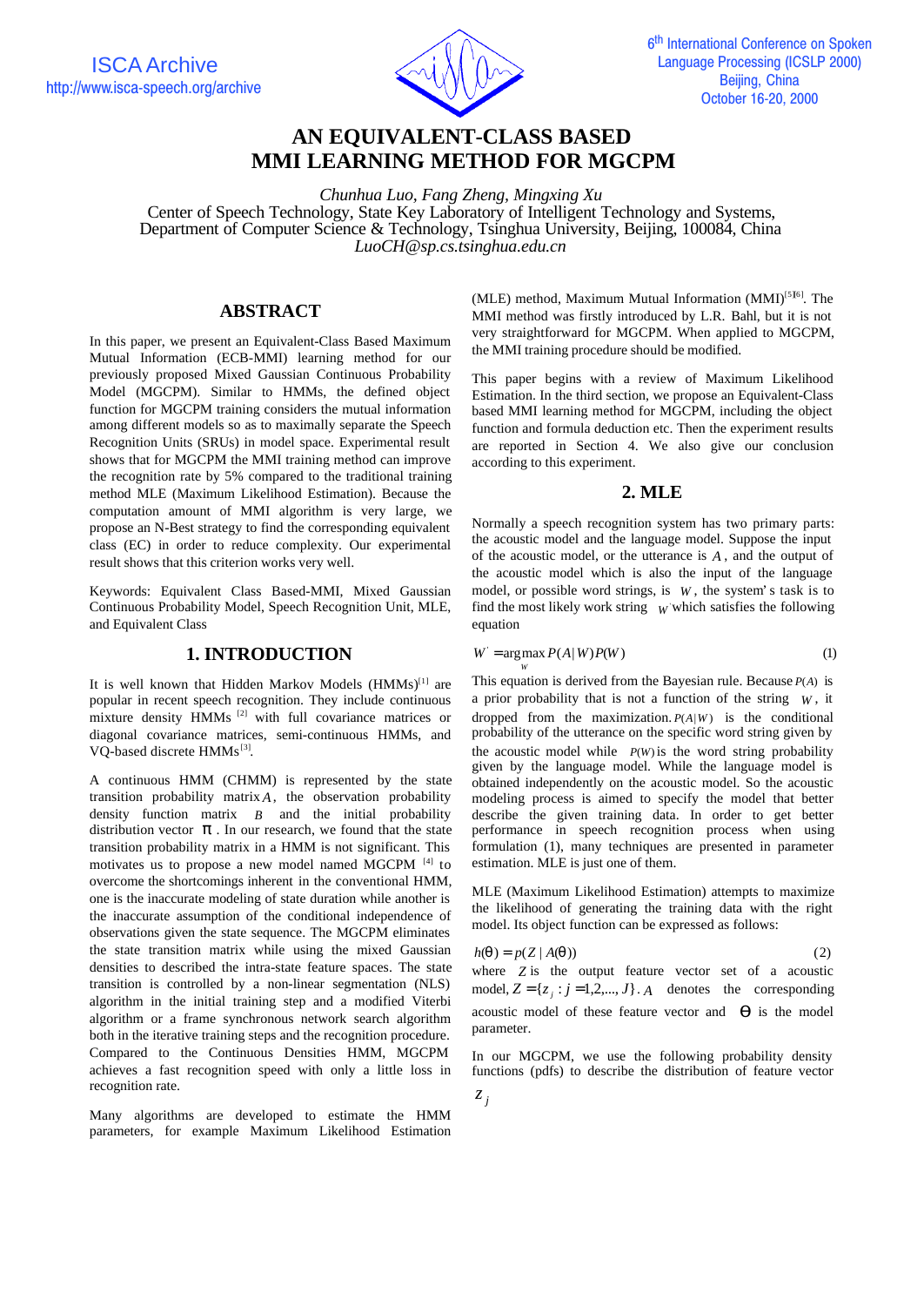# AN EQUIVALENT-CLASS BASED MMI LEARNING METHOD FOR MGCPM

*Chunhua Luo, Fang Zheng, Mingxing Xu*

Center of Speech Technology, State Key Laboratory of Intelligent Technology and Systems, Department of Computer Science & Technology, Tsinghua University, Beijing, 100084, China

*LuoCH@sp.cs.tsinghua.edu.cn*

## ABSTRACT

In this paper, we present an Equivalent-Class Based Maximum Mutual Information (ECB-MMI) learning method for our previously proposed Mixed Gaussian Continuous Probability Model (MGCPM). Similar to HMMs, the defined object function for MGCPM training considers the mutual information among different models so as to maximally separate the Speech Recognition Units (SRUs) in model space. Experimental result shows that for MGCPM the MMI training method can improve the recognition rate by 5% compared to the traditional training method MLE (Maximum Likelihood Estimation). Because the computation amount of MMI algorithm is very large, we propose an N-Best strategy to find the corresponding equivalent class (EC) in order to reduce complexity. Our experimental result shows that this criterion works very well.

Keywords: Equivalent Class Based-MMI, Mixed Gaussian Continuous Probability Model, Speech Recognition Unit, MLE, and Equivalent Class

## 1. INTRODUCTION

It is well known that Hidden Markov Models (HMMs)[1] are popular in recent speech recognition. They include continuous mixture density HMMs [2] with full covariance matrices or diagonal covariance matrices, semi-continuous HMMs, and VQ-based discrete HMMs[3].

A continuous HMM (CHMM) is represented by the state transition probability matrix $A$, the observation probability density function matrix $B$ and the initial probability distribution vector $\pi$. In our research, we found that the state transition probability matrix in a HMM is not significant. This motivates us to propose a new model named MGCPM [4] to overcome the shortcomings inherent in the conventional HMM, one is the inaccurate modeling of state duration while another is the inaccurate assumption of the conditional independence of observations given the state sequence. The MGCPM eliminates the state transition matrix while using the mixed Gaussian densities to described the intra-state feature spaces. The state transition is controlled by a non-linear segmentation (NLS) algorithm in the initial training step and a modified Viterbi algorithm or a frame synchronous network search algorithm both in the iterative training steps and the recognition procedure. Compared to the Continuous Densities HMM, MGCPM achieves a fast recognition speed with only a little loss in recognition rate.

Many algorithms are developed to estimate the HMM parameters, for example Maximum Likelihood Estimation (MLE) method, Maximum Mutual Information (MMI)[5][6]. The MMI method was firstly introduced by L.R. Bahl, but it is not very straightforward for MGCPM. When applied to MGCPM, the MMI training procedure should be modified.

This paper begins with a review of Maximum Likelihood Estimation. In the third section, we propose an Equivalent-Class based MMI learning method for MGCPM, including the object function and formula deduction etc. Then the experiment results are reported in Section 4. We also give our conclusion according to this experiment.

## 2. MLE

Normally a speech recognition system has two primary parts: the acoustic model and the language model. Suppose the input of the acoustic model, or the utterance is $A$, and the output of the acoustic model which is also the input of the language model, or possible word strings, is $W$, the system's task is to find the most likely work string $W^{'}$ which satisfies the following equation

$$W^{'} = \arg\max_{W} P(A|W)P(W) \tag{1}$$

This equation is derived from the Bayesian rule. Because $P(A)$ is a prior probability that is not a function of the string $W$, it dropped from the maximization. $P(A|W)$ is the conditional probability of the utterance on the specific word string given by the acoustic model while $P(W)$ is the word string probability given by the language model. While the language model is obtained independently on the acoustic model. So the acoustic modeling process is aimed to specify the model that better describe the given training data. In order to get better performance in speech recognition process when using formulation (1), many techniques are presented in parameter estimation. MLE is just one of them.

MLE (Maximum Likelihood Estimation) attempts to maximize the likelihood of generating the training data with the right model. Its object function can be expressed as follows:

$$h(\theta) = p(Z \mid A(\theta)) \tag{2}$$

where $Z$ is the output feature vector set of a acoustic model, $Z = \{z_j : j = 1,2,..., J\}$. $A$ denotes the corresponding acoustic model of these feature vector and $\theta$ is the model parameter.

In our MGCPM, we use the following probability density functions (pdfs) to describe the distribution of feature vector $z_j$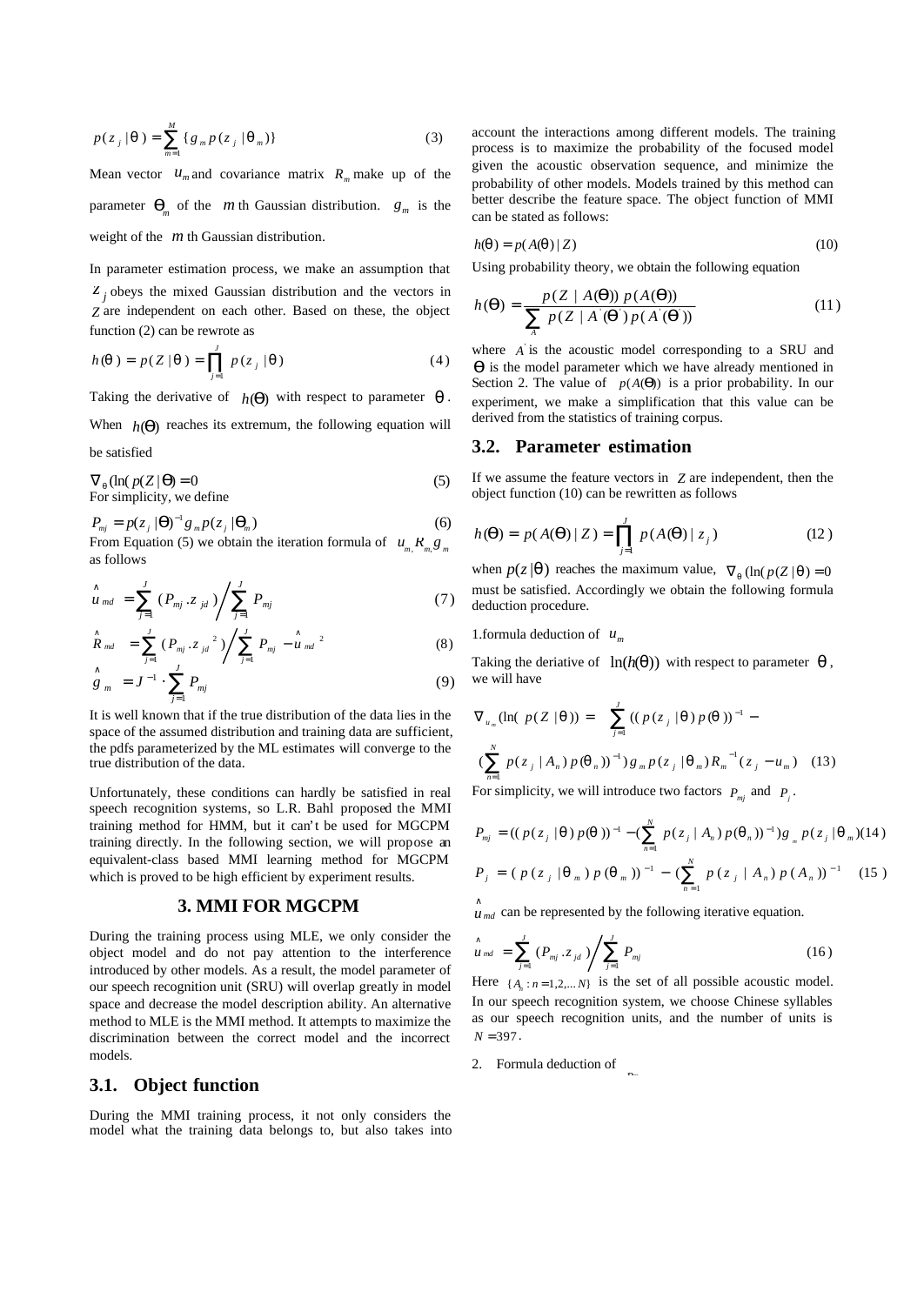$$p(z_j \mid \theta) = \sum_{m=1}^{M} \{g_m p(z_j \mid \theta_m)\} \tag{3}$$

Mean vector $u_m$ and covariance matrix $R_m$ make up of the parameter $\Theta_m$ of the $m$ th Gaussian distribution. $g_m$ is the weight of the $m$ th Gaussian distribution.

In parameter estimation process, we make an assumption that $z_j$ obeys the mixed Gaussian distribution and the vectors in $Z$ are independent on each other. Based on these, the object function (2) can be rewrote as

$$h(\theta) = p(Z \mid \theta) = \prod_{j=1}^{J} p(z_j \mid \theta) \tag{4}$$

Taking the derivative of $h(\Theta)$ with respect to parameter $\theta$. When $h(\Theta)$ reaches its extremum, the following equation will be satisfied

$$\nabla_\theta (\ln(p(Z \mid \Theta) = 0 \tag{5}$$

For simplicity, we define

$$P_{mj} = p(z_j \mid \Theta)^{-1} g_m p(z_j \mid \Theta_m) \tag{6}$$

From Equation (5) we obtain the iteration formula of $u_m, R_m, g_m$ as follows

$$\hat{u}_{md} = \sum_{j=1}^{J} (P_{mj} . z_{jd}) \Big/ \sum_{j=1}^{J} P_{mj} \tag{7}$$

$$\hat{R}_{md} = \sum_{j=1}^{J} (P_{mj} . z_{jd}{}^2) \Big/ \sum_{j=1}^{J} P_{mj} - \hat{u}_{md}{}^2 \tag{8}$$

$$\hat{g}_m = J^{-1} \cdot \sum_{j=1}^{J} P_{mj} \tag{9}$$

It is well known that if the true distribution of the data lies in the space of the assumed distribution and training data are sufficient, the pdfs parameterized by the ML estimates will converge to the true distribution of the data.

Unfortunately, these conditions can hardly be satisfied in real speech recognition systems, so L.R. Bahl proposed the MMI training method for HMM, but it can't be used for MGCPM training directly. In the following section, we will propose an equivalent-class based MMI learning method for MGCPM which is proved to be high efficient by experiment results.

## 3. MMI FOR MGCPM

During the training process using MLE, we only consider the object model and do not pay attention to the interference introduced by other models. As a result, the model parameter of our speech recognition unit (SRU) will overlap greatly in model space and decrease the model description ability. An alternative method to MLE is the MMI method. It attempts to maximize the discrimination between the correct model and the incorrect models.

### 3.1. Object function

During the MMI training process, it not only considers the model what the training data belongs to, but also takes into account the interactions among different models. The training process is to maximize the probability of the focused model given the acoustic observation sequence, and minimize the probability of other models. Models trained by this method can better describe the feature space. The object function of MMI can be stated as follows:

$$h(\theta) = p(A(\theta) \mid Z) \tag{10}$$

Using probability theory, we obtain the following equation

$$h(\Theta) = \frac{p(Z \mid A(\Theta))\, p(A(\Theta))}{\sum_{A} p(Z \mid A^{'}(\Theta^{'})\, p(A^{'}(\Theta^{'}))} \tag{11}$$

where $A^{'}$ is the acoustic model corresponding to a SRU and $\Theta$ is the model parameter which we have already mentioned in Section 2. The value of $p(A(\Theta))$ is a prior probability. In our experiment, we make a simplification that this value can be derived from the statistics of training corpus.

### 3.2. Parameter estimation

If we assume the feature vectors in $Z$ are independent, then the object function (10) can be rewritten as follows

$$h(\Theta) = p(A(\Theta) \mid Z) = \prod_{j=1}^{J} p(A(\Theta) \mid z_j) \tag{12}$$

when $p(z \mid \theta)$ reaches the maximum value, $\nabla_\theta (\ln(p(Z \mid \theta) = 0$ must be satisfied. Accordingly we obtain the following formula deduction procedure.

1.formula deduction of $u_m$

Taking the deriative of $\ln(h(\theta))$ with respect to parameter $\theta$, we will have

$$\nabla_{u_m} (\ln(p(Z \mid \theta)) = \sum_{j=1}^{J} ((p(z_j \mid \theta)\, p(\theta))^{-1} - (\sum_{n=1}^{N} p(z_j \mid A_n)\, p(\theta_n))^{-1}) g_m p(z_j \mid \theta_m) R_m^{-1} (z_j - u_m) \tag{13}$$

For simplicity, we will introduce two factors $P_{mj}$ and $P_j$.

$$P_{mj} = ((p(z_j \mid \theta)\, p(\theta))^{-1} - (\sum_{n=1}^{N} p(z_j \mid A_n)\, p(\theta_n))^{-1}) g_m p(z_j \mid \theta_m) \tag{14}$$

$$P_j = (p(z_j \mid \theta_m)\, p(\theta_m))^{-1} - (\sum_{n=1}^{N} p(z_j \mid A_n)\, p(A_n))^{-1} \tag{15}$$

$\hat{u}_{md}$ can be represented by the following iterative equation.

$$\hat{u}_{md} = \sum_{j=1}^{J} (P_{mj} . z_{jd}) \Big/ \sum_{j=1}^{J} P_{mj} \tag{16}$$

Here $\{A_n : n = 1,2,\ldots N\}$ is the set of all possible acoustic model. In our speech recognition system, we choose Chinese syllables as our speech recognition units, and the number of units is $N = 397$.

2. Formula deduction of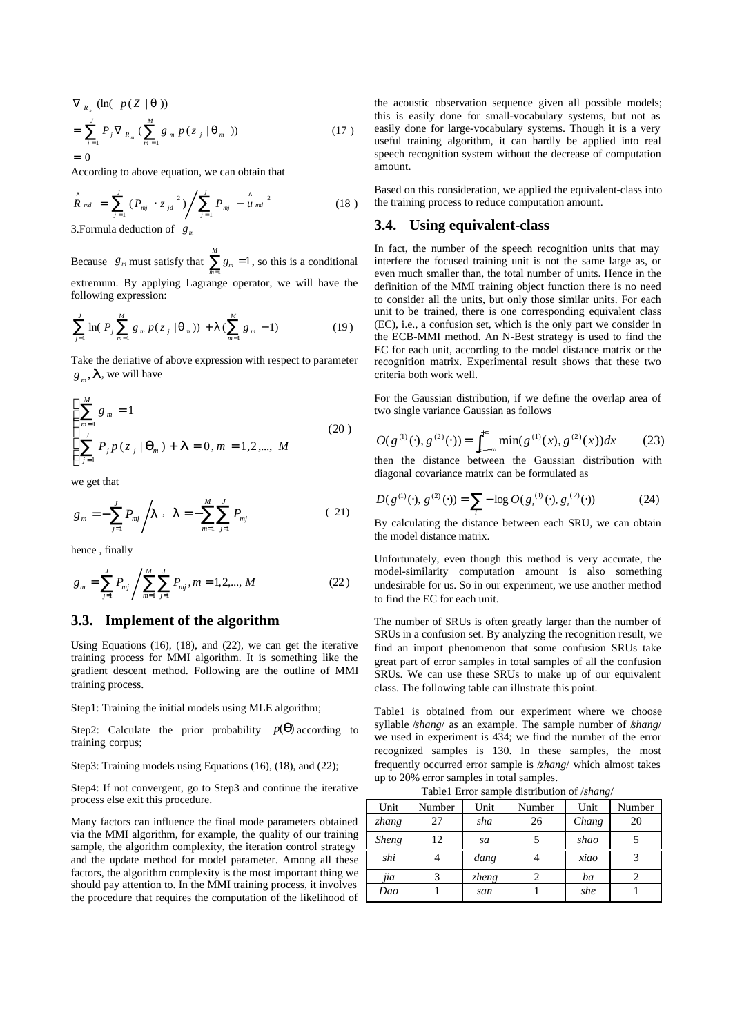$$\nabla_{R_m}(\ln(p(Z \mid \theta))$$
$$= \sum_{j=1}^{J} P_j \nabla_{R_m}(\sum_{m=1}^{M} g_m p(z_j \mid \theta_m)) \quad (17)$$
$$= 0$$

According to above equation, we can obtain that

$$\hat{R}_{md} = \sum_{j=1}^{J}(P_{mj} \cdot z_{jd}^{2}) \bigg/ \sum_{j=1}^{J} P_{mj} - \hat{u}_{md}^{2} \quad (18)$$

3.Formula deduction of $g_m$

Because $g_m$ must satisfy that $\sum_{m=1}^{M} g_m = 1$, so this is a conditional extremum. By applying Lagrange operator, we will have the following expression:

$$\sum_{j=1}^{J} \ln(P_j \sum_{m=1}^{M} g_m p(z_j \mid \theta_m)) + \lambda(\sum_{m=1}^{M} g_m - 1) \quad (19)$$

Take the deriative of above expression with respect to parameter $g_m, \lambda$, we will have

$$\begin{cases} \sum_{m=1}^{M} g_m = 1 \\ \sum_{j=1}^{J} P_j p(z_j \mid \theta_m) + \lambda = 0, m = 1,2,..., M \end{cases} \quad (20)$$

we get that

$$g_m = -\sum_{j=1}^{J} P_{mj} \bigg/ \lambda, \quad \lambda = -\sum_{m=1}^{M}\sum_{j=1}^{J} P_{mj} \quad (21)$$

hence , finally

$$g_m = \sum_{j=1}^{J} P_{mj} \bigg/ \sum_{m=1}^{M}\sum_{j=1}^{J} P_{mj}, m = 1,2,..., M \quad (22)$$

## 3.3. Implement of the algorithm

Using Equations (16), (18), and (22), we can get the iterative training process for MMI algorithm. It is something like the gradient descent method. Following are the outline of MMI training process.

Step1: Training the initial models using MLE algorithm;

Step2: Calculate the prior probability $p(\Theta)$ according to training corpus;

Step3: Training models using Equations (16), (18), and (22);

Step4: If not convergent, go to Step3 and continue the iterative process else exit this procedure.

Many factors can influence the final mode parameters obtained via the MMI algorithm, for example, the quality of our training sample, the algorithm complexity, the iteration control strategy and the update method for model parameter. Among all these factors, the algorithm complexity is the most important thing we should pay attention to. In the MMI training process, it involves the procedure that requires the computation of the likelihood of the acoustic observation sequence given all possible models; this is easily done for small-vocabulary systems, but not as easily done for large-vocabulary systems. Though it is a very useful training algorithm, it can hardly be applied into real speech recognition system without the decrease of computation amount.

Based on this consideration, we applied the equivalent-class into the training process to reduce computation amount.

## 3.4. Using equivalent-class

In fact, the number of the speech recognition units that may interfere the focused training unit is not the same large as, or even much smaller than, the total number of units. Hence in the definition of the MMI training object function there is no need to consider all the units, but only those similar units. For each unit to be trained, there is one corresponding equivalent class (EC), i.e., a confusion set, which is the only part we consider in the ECB-MMI method. An N-Best strategy is used to find the EC for each unit, according to the model distance matrix or the recognition matrix. Experimental result shows that these two criteria both work well.

For the Gaussian distribution, if we define the overlap area of two single variance Gaussian as follows

$$O(g^{(1)}(\cdot), g^{(2)}(\cdot)) = \int_{-\infty}^{+\infty} \min(g^{(1)}(x), g^{(2)}(x))dx \quad (23)$$

then the distance between the Gaussian distribution with diagonal covariance matrix can be formulated as

$$D(g^{(1)}(\cdot), g^{(2)}(\cdot)) = \sum_i -\log O(g_i^{(1)}(\cdot), g_i^{(2)}(\cdot)) \quad (24)$$

By calculating the distance between each SRU, we can obtain the model distance matrix.

Unfortunately, even though this method is very accurate, the model-similarity computation amount is also something undesirable for us. So in our experiment, we use another method to find the EC for each unit.

The number of SRUs is often greatly larger than the number of SRUs in a confusion set. By analyzing the recognition result, we find an import phenomenon that some confusion SRUs take great part of error samples in total samples of all the confusion SRUs. We can use these SRUs to make up of our equivalent class. The following table can illustrate this point.

Table1 is obtained from our experiment where we choose syllable /*shang*/ as an example. The sample number of /*shang*/ we used in experiment is 434; we find the number of the error recognized samples is 130. In these samples, the most frequently occurred error sample is /*zhang*/ which almost takes up to 20% error samples in total samples.

Table1 Error sample distribution of /*shang*/

| Unit | Number | Unit | Number | Unit | Number |
|---|---|---|---|---|---|
| *zhang* | 27 | *sha* | 26 | *Chang* | 20 |
| *Sheng* | 12 | *sa* | 5 | *shao* | 5 |
| *shi* | 4 | *dang* | 4 | *xiao* | 3 |
| *jia* | 3 | *zheng* | 2 | *ba* | 2 |
| *Dao* | 1 | *san* | 1 | *she* | 1 |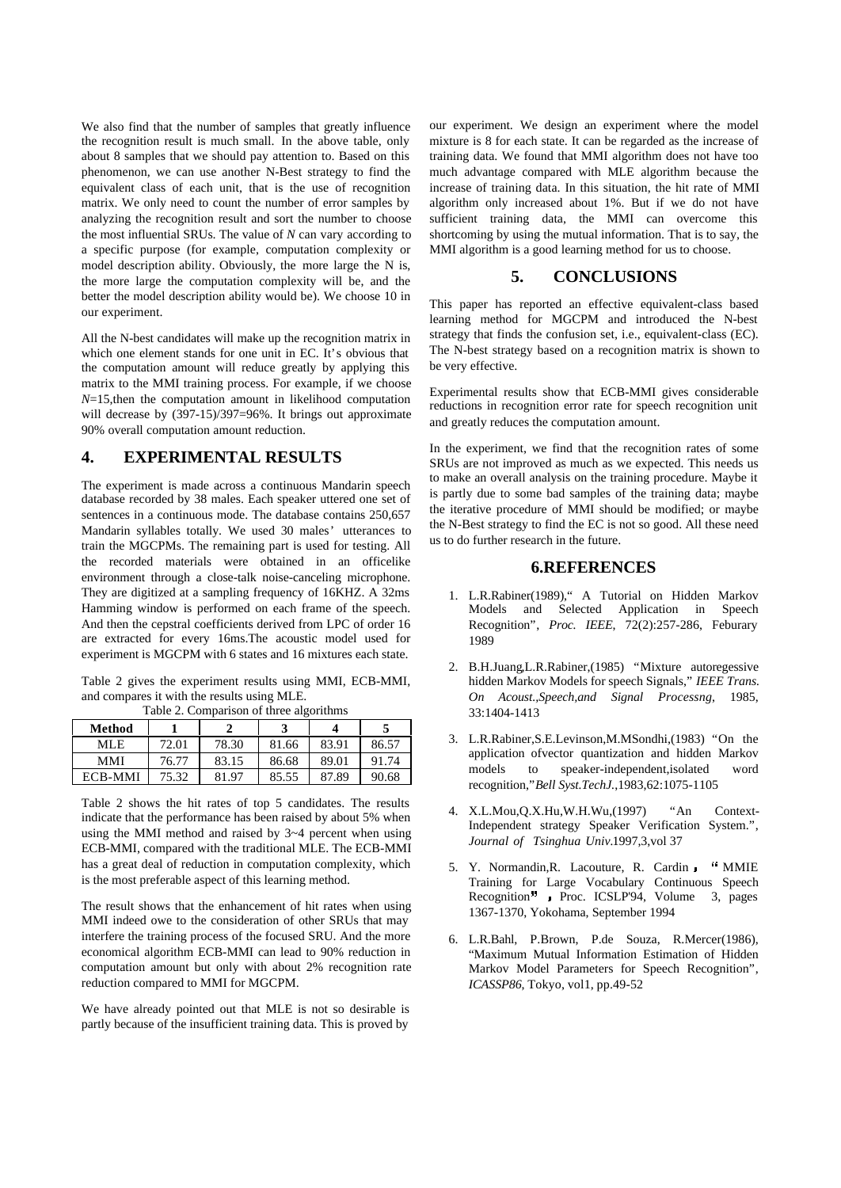We also find that the number of samples that greatly influence the recognition result is much small. In the above table, only about 8 samples that we should pay attention to. Based on this phenomenon, we can use another N-Best strategy to find the equivalent class of each unit, that is the use of recognition matrix. We only need to count the number of error samples by analyzing the recognition result and sort the number to choose the most influential SRUs. The value of *N* can vary according to a specific purpose (for example, computation complexity or model description ability. Obviously, the more large the N is, the more large the computation complexity will be, and the better the model description ability would be). We choose 10 in our experiment.

All the N-best candidates will make up the recognition matrix in which one element stands for one unit in EC. It's obvious that the computation amount will reduce greatly by applying this matrix to the MMI training process. For example, if we choose $N$=15,then the computation amount in likelihood computation will decrease by (397-15)/397=96%. It brings out approximate 90% overall computation amount reduction.

## 4. EXPERIMENTAL RESULTS

The experiment is made across a continuous Mandarin speech database recorded by 38 males. Each speaker uttered one set of sentences in a continuous mode. The database contains 250,657 Mandarin syllables totally. We used 30 males' utterances to train the MGCPMs. The remaining part is used for testing. All the recorded materials were obtained in an officelike environment through a close-talk noise-canceling microphone. They are digitized at a sampling frequency of 16KHZ. A 32ms Hamming window is performed on each frame of the speech. And then the cepstral coefficients derived from LPC of order 16 are extracted for every 16ms.The acoustic model used for experiment is MGCPM with 6 states and 16 mixtures each state.

Table 2 gives the experiment results using MMI, ECB-MMI, and compares it with the results using MLE.

Table 2. Comparison of three algorithms

| Method | 1 | 2 | 3 | 4 | 5 |
|---|---|---|---|---|---|
| MLE | 72.01 | 78.30 | 81.66 | 83.91 | 86.57 |
| MMI | 76.77 | 83.15 | 86.68 | 89.01 | 91.74 |
| ECB-MMI | 75.32 | 81.97 | 85.55 | 87.89 | 90.68 |

Table 2 shows the hit rates of top 5 candidates. The results indicate that the performance has been raised by about 5% when using the MMI method and raised by 3~4 percent when using ECB-MMI, compared with the traditional MLE. The ECB-MMI has a great deal of reduction in computation complexity, which is the most preferable aspect of this learning method.

The result shows that the enhancement of hit rates when using MMI indeed owe to the consideration of other SRUs that may interfere the training process of the focused SRU. And the more economical algorithm ECB-MMI can lead to 90% reduction in computation amount but only with about 2% recognition rate reduction compared to MMI for MGCPM.

We have already pointed out that MLE is not so desirable is partly because of the insufficient training data. This is proved by our experiment. We design an experiment where the model mixture is 8 for each state. It can be regarded as the increase of training data. We found that MMI algorithm does not have too much advantage compared with MLE algorithm because the increase of training data. In this situation, the hit rate of MMI algorithm only increased about 1%. But if we do not have sufficient training data, the MMI can overcome this shortcoming by using the mutual information. That is to say, the MMI algorithm is a good learning method for us to choose.

## 5. CONCLUSIONS

This paper has reported an effective equivalent-class based learning method for MGCPM and introduced the N-best strategy that finds the confusion set, i.e., equivalent-class (EC). The N-best strategy based on a recognition matrix is shown to be very effective.

Experimental results show that ECB-MMI gives considerable reductions in recognition error rate for speech recognition unit and greatly reduces the computation amount.

In the experiment, we find that the recognition rates of some SRUs are not improved as much as we expected. This needs us to make an overall analysis on the training procedure. Maybe it is partly due to some bad samples of the training data; maybe the iterative procedure of MMI should be modified; or maybe the N-Best strategy to find the EC is not so good. All these need us to do further research in the future.

## 6.REFERENCES

1. L.R.Rabiner(1989)," A Tutorial on Hidden Markov Models and Selected Application in Speech Recognition", *Proc. IEEE*, 72(2):257-286, Feburary 1989
2. B.H.Juang,L.R.Rabiner,(1985) "Mixture autoregessive hidden Markov Models for speech Signals," *IEEE Trans. On Acoust.,Speech,and Signal Processng*, 1985, 33:1404-1413
3. L.R.Rabiner,S.E.Levinson,M.MSondhi,(1983) "On the application ofvector quantization and hidden Markov models to speaker-independent,isolated word recognition,"*Bell Syst.TechJ.*,1983,62:1075-1105
4. X.L.Mou,Q.X.Hu,W.H.Wu,(1997) "An Context-Independent strategy Speaker Verification System.", *Journal of Tsinghua Univ.*1997,3,vol 37
5. Y. Normandin,R. Lacouture, R. Cardin， "MMIE Training for Large Vocabulary Continuous Speech Recognition"， Proc. ICSLP'94, Volume 3, pages 1367-1370, Yokohama, September 1994
6. L.R.Bahl, P.Brown, P.de Souza, R.Mercer(1986), "Maximum Mutual Information Estimation of Hidden Markov Model Parameters for Speech Recognition", *ICASSP86*, Tokyo, vol1, pp.49-52